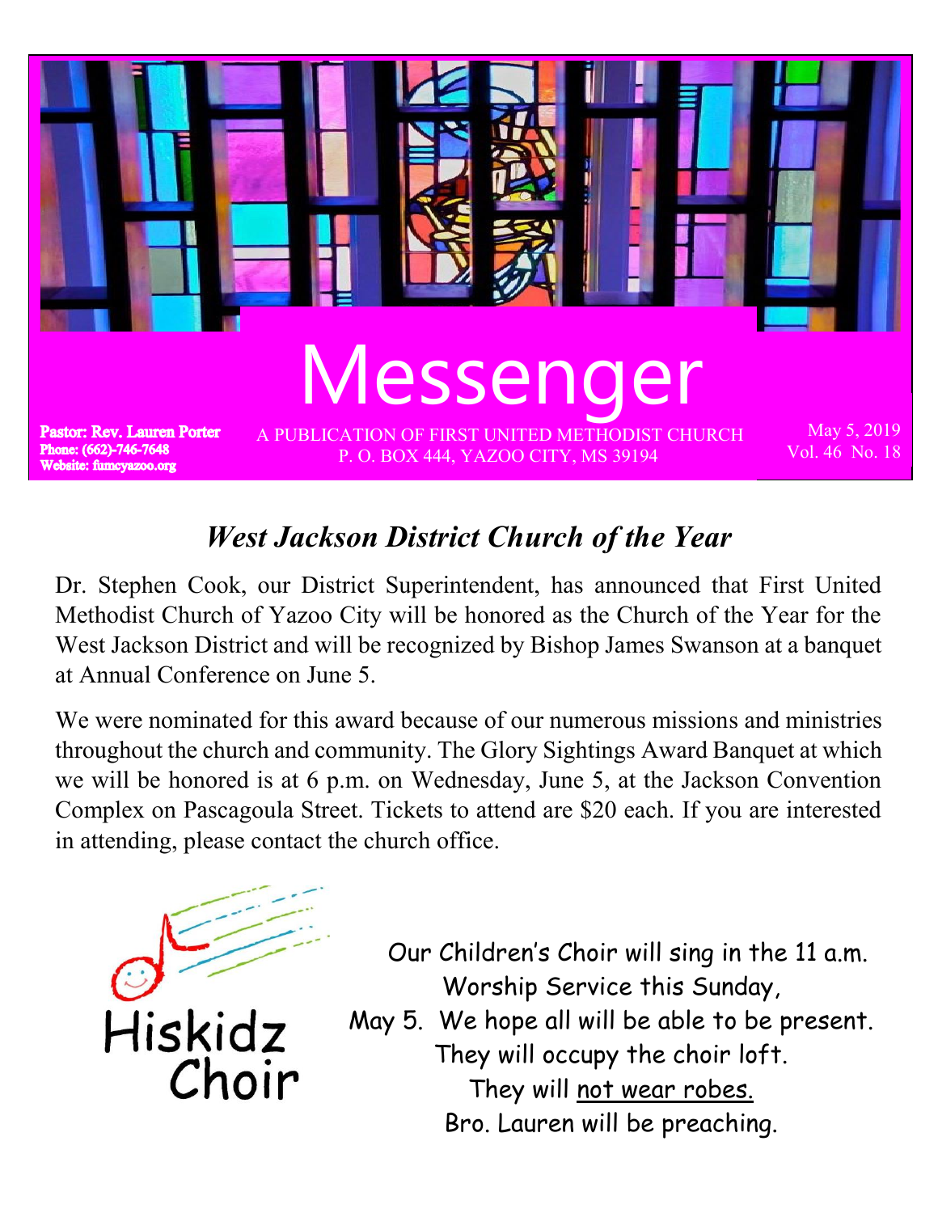# Messenger

**Pastor: Rev. Lauren Porter**
**Phone: (662)-746-7648**
**Website: fumcyazoo.org**

A PUBLICATION OF FIRST UNITED METHODIST CHURCH
P. O. BOX 444, YAZOO CITY, MS 39194

May 5, 2019
Vol. 46 No. 18

## *West Jackson District Church of the Year*

Dr. Stephen Cook, our District Superintendent, has announced that First United Methodist Church of Yazoo City will be honored as the Church of the Year for the West Jackson District and will be recognized by Bishop James Swanson at a banquet at Annual Conference on June 5.

We were nominated for this award because of our numerous missions and ministries throughout the church and community. The Glory Sightings Award Banquet at which we will be honored is at 6 p.m. on Wednesday, June 5, at the Jackson Convention Complex on Pascagoula Street. Tickets to attend are $20 each. If you are interested in attending, please contact the church office.

Hiskidz Choir

Our Children's Choir will sing in the 11 a.m. Worship Service this Sunday, May 5. We hope all will be able to be present. They will occupy the choir loft. They will not wear robes. Bro. Lauren will be preaching.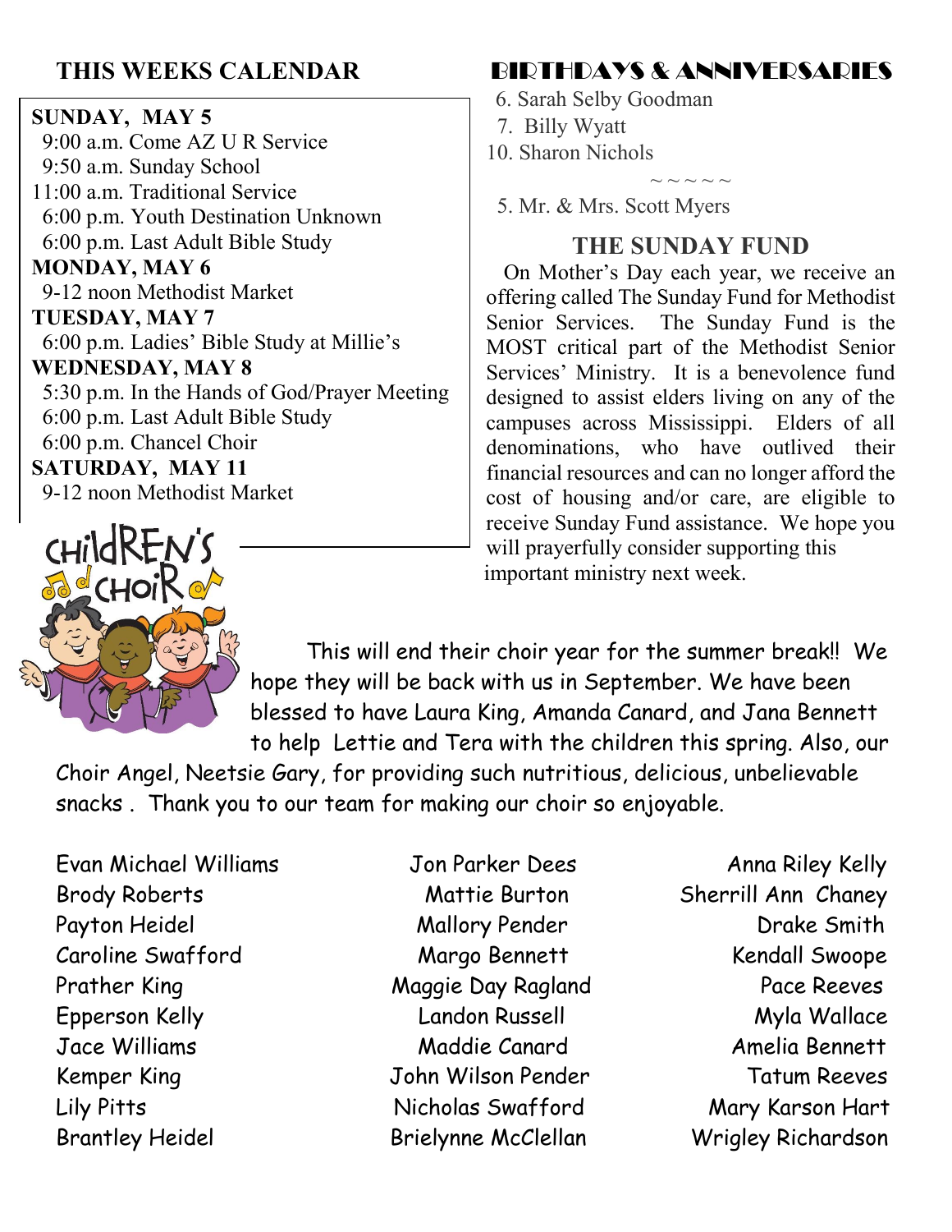## THIS WEEKS CALENDAR

**SUNDAY, MAY 5**
9:00 a.m. Come AZ U R Service
9:50 a.m. Sunday School
11:00 a.m. Traditional Service
6:00 p.m. Youth Destination Unknown
6:00 p.m. Last Adult Bible Study

**MONDAY, MAY 6**
9-12 noon Methodist Market

**TUESDAY, MAY 7**
6:00 p.m. Ladies' Bible Study at Millie's

**WEDNESDAY, MAY 8**
5:30 p.m. In the Hands of God/Prayer Meeting
6:00 p.m. Last Adult Bible Study
6:00 p.m. Chancel Choir

**SATURDAY, MAY 11**
9-12 noon Methodist Market

## BIRTHDAYS & ANNIVERSARIES

6. Sarah Selby Goodman
7. Billy Wyatt
10. Sharon Nichols

~ ~ ~ ~ ~

5. Mr. & Mrs. Scott Myers

## THE SUNDAY FUND

On Mother's Day each year, we receive an offering called The Sunday Fund for Methodist Senior Services. The Sunday Fund is the MOST critical part of the Methodist Senior Services' Ministry. It is a benevolence fund designed to assist elders living on any of the campuses across Mississippi. Elders of all denominations, who have outlived their financial resources and can no longer afford the cost of housing and/or care, are eligible to receive Sunday Fund assistance. We hope you will prayerfully consider supporting this important ministry next week.

## CHILDREN'S CHOIR

This will end their choir year for the summer break!! We hope they will be back with us in September. We have been blessed to have Laura King, Amanda Canard, and Jana Bennett to help Lettie and Tera with the children this spring. Also, our Choir Angel, Neetsie Gary, for providing such nutritious, delicious, unbelievable snacks . Thank you to our team for making our choir so enjoyable.

| | | |
|---|---|---|
| Evan Michael Williams | Jon Parker Dees | Anna Riley Kelly |
| Brody Roberts | Mattie Burton | Sherrill Ann Chaney |
| Payton Heidel | Mallory Pender | Drake Smith |
| Caroline Swafford | Margo Bennett | Kendall Swoope |
| Prather King | Maggie Day Ragland | Pace Reeves |
| Epperson Kelly | Landon Russell | Myla Wallace |
| Jace Williams | Maddie Canard | Amelia Bennett |
| Kemper King | John Wilson Pender | Tatum Reeves |
| Lily Pitts | Nicholas Swafford | Mary Karson Hart |
| Brantley Heidel | Brielynne McClellan | Wrigley Richardson |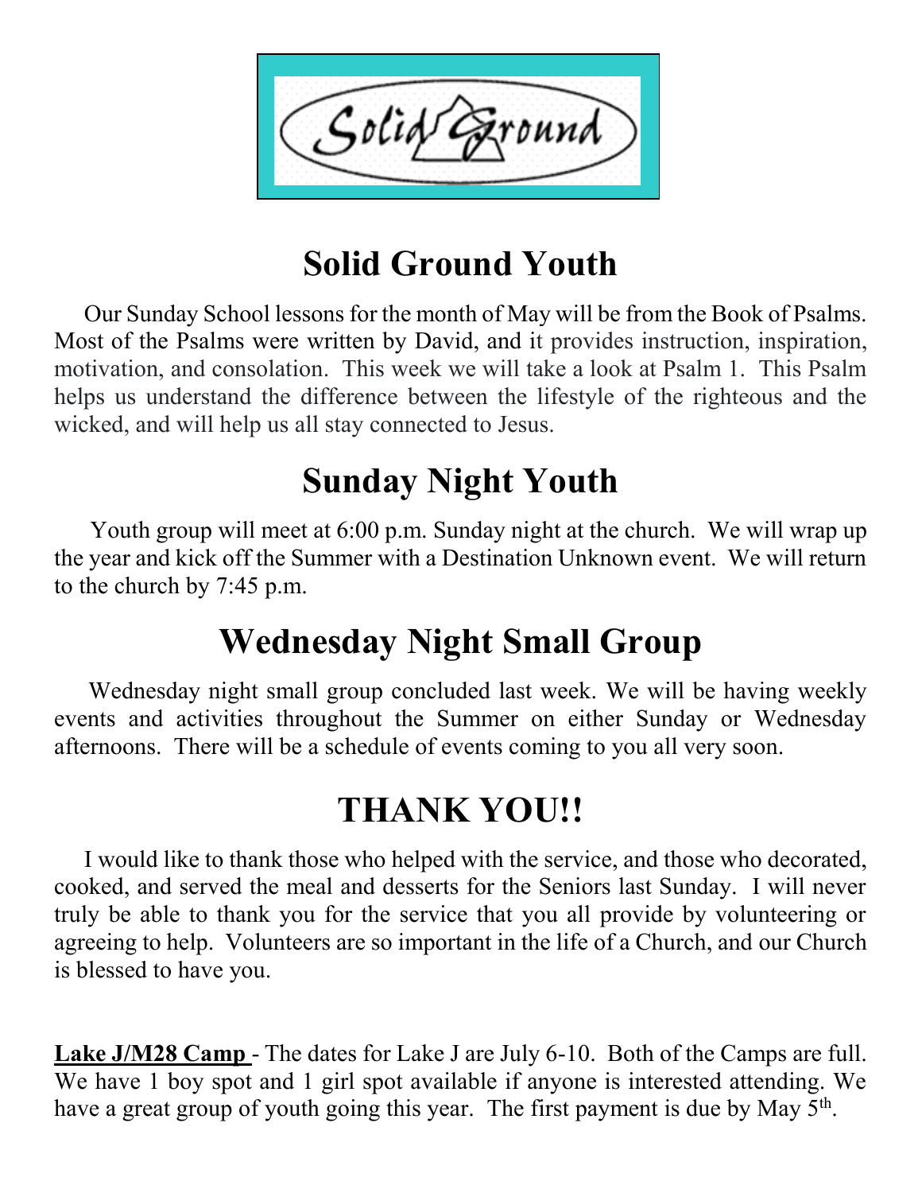# Solid Ground Youth

Our Sunday School lessons for the month of May will be from the Book of Psalms. Most of the Psalms were written by David, and it provides instruction, inspiration, motivation, and consolation. This week we will take a look at Psalm 1. This Psalm helps us understand the difference between the lifestyle of the righteous and the wicked, and will help us all stay connected to Jesus.

# Sunday Night Youth

Youth group will meet at 6:00 p.m. Sunday night at the church. We will wrap up the year and kick off the Summer with a Destination Unknown event. We will return to the church by 7:45 p.m.

# Wednesday Night Small Group

Wednesday night small group concluded last week. We will be having weekly events and activities throughout the Summer on either Sunday or Wednesday afternoons. There will be a schedule of events coming to you all very soon.

# THANK YOU!!

I would like to thank those who helped with the service, and those who decorated, cooked, and served the meal and desserts for the Seniors last Sunday. I will never truly be able to thank you for the service that you all provide by volunteering or agreeing to help. Volunteers are so important in the life of a Church, and our Church is blessed to have you.

**Lake J/M28 Camp** - The dates for Lake J are July 6-10. Both of the Camps are full. We have 1 boy spot and 1 girl spot available if anyone is interested attending. We have a great group of youth going this year. The first payment is due by May 5th.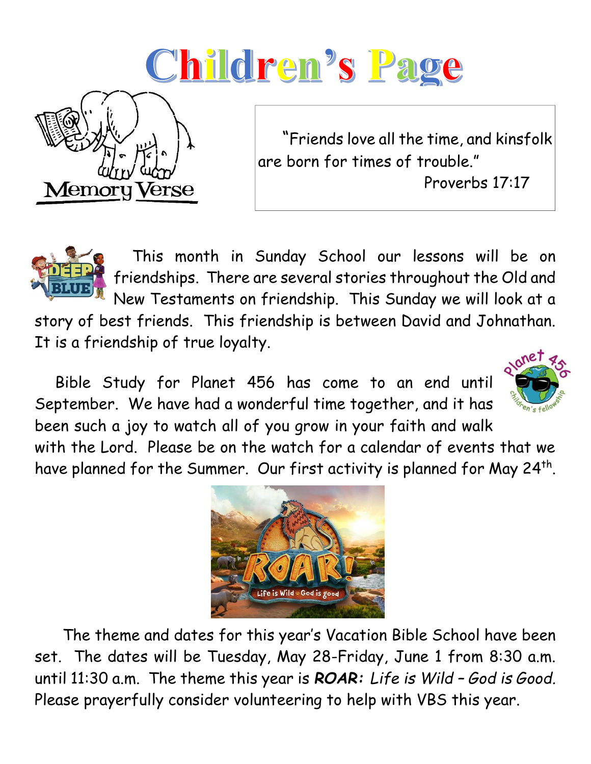# Children's Page

Memory Verse

"Friends love all the time, and kinsfolk are born for times of trouble."
Proverbs 17:17

This month in Sunday School our lessons will be on friendships. There are several stories throughout the Old and New Testaments on friendship. This Sunday we will look at a story of best friends. This friendship is between David and Johnathan. It is a friendship of true loyalty.

Bible Study for Planet 456 has come to an end until September. We have had a wonderful time together, and it has been such a joy to watch all of you grow in your faith and walk with the Lord. Please be on the watch for a calendar of events that we have planned for the Summer. Our first activity is planned for May 24th.

The theme and dates for this year's Vacation Bible School have been set. The dates will be Tuesday, May 28-Friday, June 1 from 8:30 a.m. until 11:30 a.m. The theme this year is ***ROAR:*** *Life is Wild – God is Good.* Please prayerfully consider volunteering to help with VBS this year.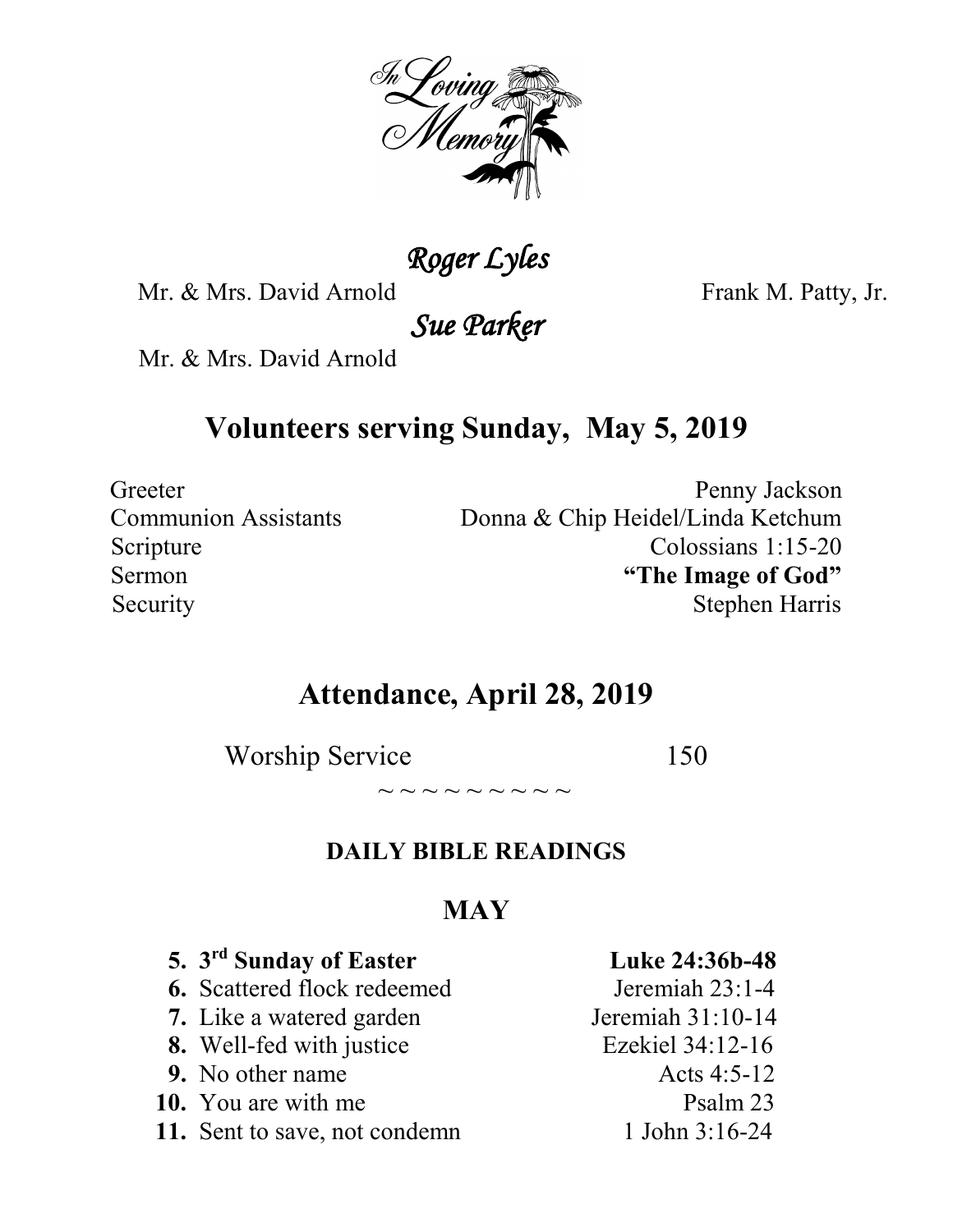In Loving Memory

*Roger Lyles*

Mr. & Mrs. David Arnold

Frank M. Patty, Jr.

*Sue Parker*

Mr. & Mrs. David Arnold

## Volunteers serving Sunday, May 5, 2019

| | |
|---|---|
| Greeter | Penny Jackson |
| Communion Assistants | Donna & Chip Heidel/Linda Ketchum |
| Scripture | Colossians 1:15-20 |
| Sermon | **"The Image of God"** |
| Security | Stephen Harris |

## Attendance, April 28, 2019

| | |
|---|---|
| Worship Service | 150 |

~ ~ ~ ~ ~ ~ ~ ~ ~ ~

### DAILY BIBLE READINGS

### MAY

| | |
|---|---|
| **5. 3rd Sunday of Easter** | **Luke 24:36b-48** |
| **6.** Scattered flock redeemed | Jeremiah 23:1-4 |
| **7.** Like a watered garden | Jeremiah 31:10-14 |
| **8.** Well-fed with justice | Ezekiel 34:12-16 |
| **9.** No other name | Acts 4:5-12 |
| **10.** You are with me | Psalm 23 |
| **11.** Sent to save, not condemn | 1 John 3:16-24 |